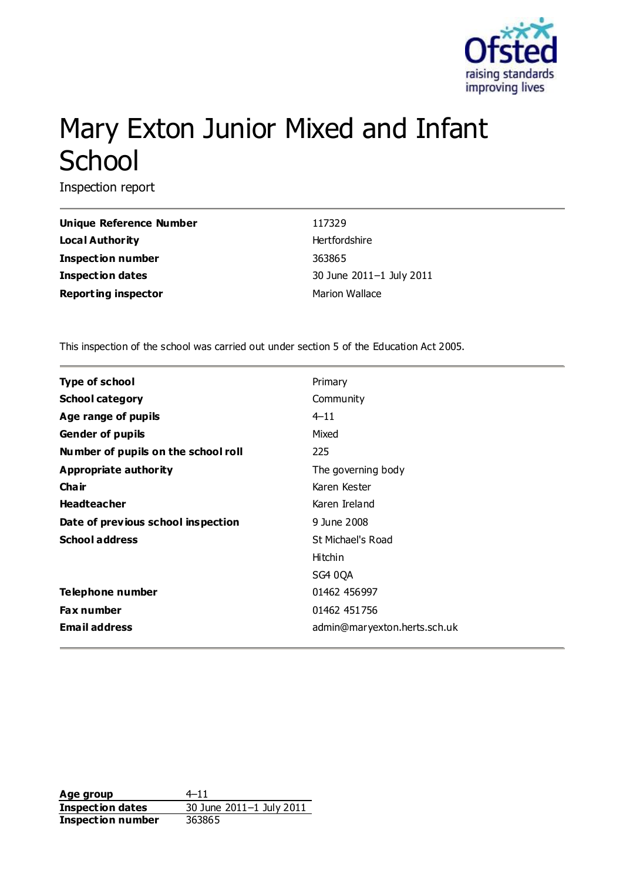# Mary Exton Junior Mixed and Infant School

Inspection report

| | |
|---|---|
| **Unique Reference Number** | 117329 |
| **Local Authority** | Hertfordshire |
| **Inspection number** | 363865 |
| **Inspection dates** | 30 June 2011–1 July 2011 |
| **Reporting inspector** | Marion Wallace |

This inspection of the school was carried out under section 5 of the Education Act 2005.

| | |
|---|---|
| **Type of school** | Primary |
| **School category** | Community |
| **Age range of pupils** | 4–11 |
| **Gender of pupils** | Mixed |
| **Number of pupils on the school roll** | 225 |
| **Appropriate authority** | The governing body |
| **Chair** | Karen Kester |
| **Headteacher** | Karen Ireland |
| **Date of previous school inspection** | 9 June 2008 |
| **School address** | St Michael's Road |
| | Hitchin |
| | SG4 0QA |
| **Telephone number** | 01462 456997 |
| **Fax number** | 01462 451756 |
| **Email address** | admin@maryexton.herts.sch.uk |

| | |
|---|---|
| **Age group** | 4–11 |
| **Inspection dates** | 30 June 2011–1 July 2011 |
| **Inspection number** | 363865 |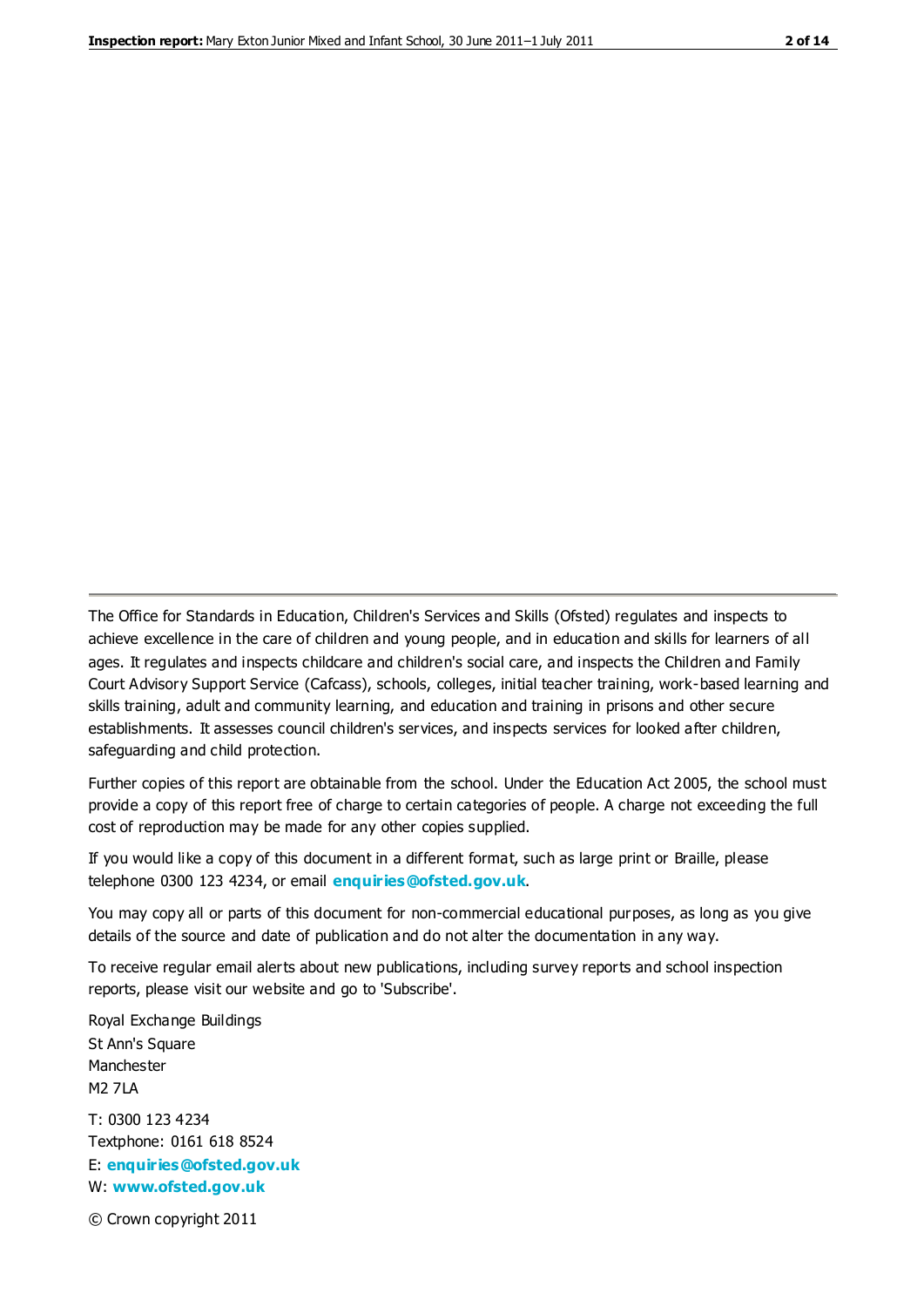The Office for Standards in Education, Children's Services and Skills (Ofsted) regulates and inspects to achieve excellence in the care of children and young people, and in education and skills for learners of all ages. It regulates and inspects childcare and children's social care, and inspects the Children and Family Court Advisory Support Service (Cafcass), schools, colleges, initial teacher training, work-based learning and skills training, adult and community learning, and education and training in prisons and other secure establishments. It assesses council children's services, and inspects services for looked after children, safeguarding and child protection.

Further copies of this report are obtainable from the school. Under the Education Act 2005, the school must provide a copy of this report free of charge to certain categories of people. A charge not exceeding the full cost of reproduction may be made for any other copies supplied.

If you would like a copy of this document in a different format, such as large print or Braille, please telephone 0300 123 4234, or email **enquiries@ofsted.gov.uk**.

You may copy all or parts of this document for non-commercial educational purposes, as long as you give details of the source and date of publication and do not alter the documentation in any way.

To receive regular email alerts about new publications, including survey reports and school inspection reports, please visit our website and go to 'Subscribe'.

Royal Exchange Buildings
St Ann's Square
Manchester
M2 7LA

T: 0300 123 4234
Textphone: 0161 618 8524
E: **enquiries@ofsted.gov.uk**
W: **www.ofsted.gov.uk**

© Crown copyright 2011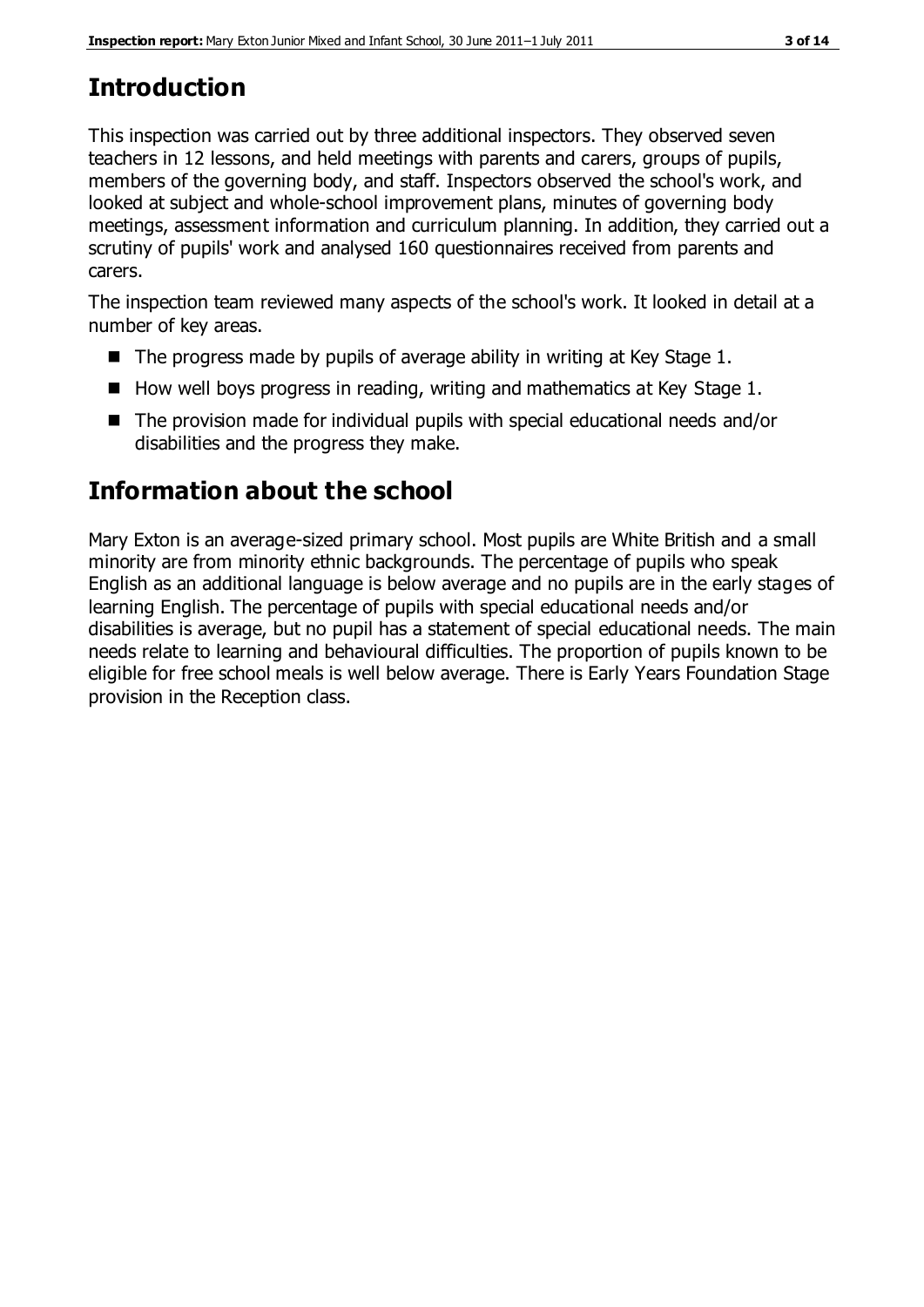## Introduction

This inspection was carried out by three additional inspectors. They observed seven teachers in 12 lessons, and held meetings with parents and carers, groups of pupils, members of the governing body, and staff. Inspectors observed the school's work, and looked at subject and whole-school improvement plans, minutes of governing body meetings, assessment information and curriculum planning. In addition, they carried out a scrutiny of pupils' work and analysed 160 questionnaires received from parents and carers.

The inspection team reviewed many aspects of the school's work. It looked in detail at a number of key areas.

- The progress made by pupils of average ability in writing at Key Stage 1.
- How well boys progress in reading, writing and mathematics at Key Stage 1.
- The provision made for individual pupils with special educational needs and/or disabilities and the progress they make.

## Information about the school

Mary Exton is an average-sized primary school. Most pupils are White British and a small minority are from minority ethnic backgrounds. The percentage of pupils who speak English as an additional language is below average and no pupils are in the early stages of learning English. The percentage of pupils with special educational needs and/or disabilities is average, but no pupil has a statement of special educational needs. The main needs relate to learning and behavioural difficulties. The proportion of pupils known to be eligible for free school meals is well below average. There is Early Years Foundation Stage provision in the Reception class.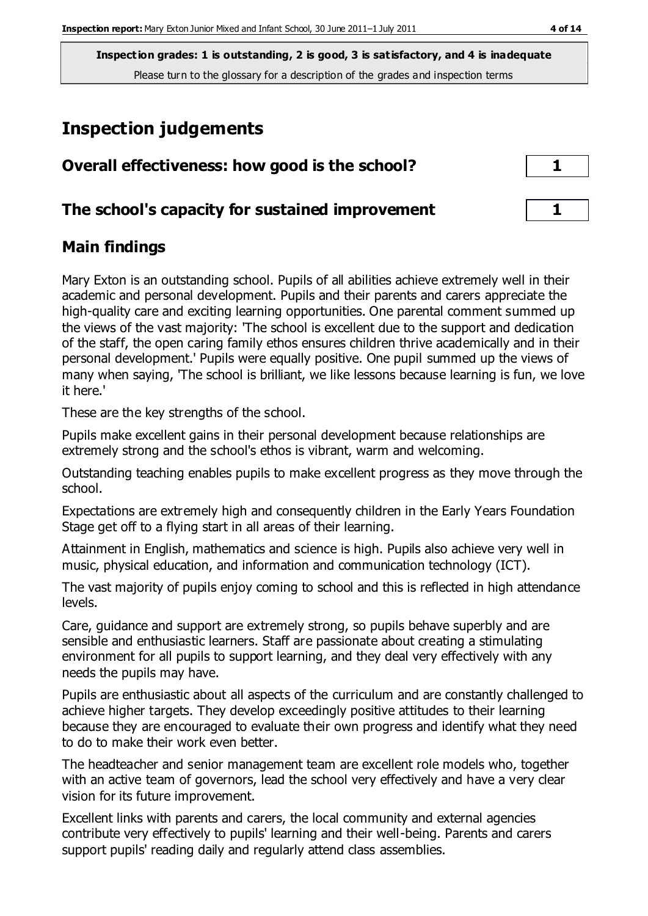**Inspection grades: 1 is outstanding, 2 is good, 3 is satisfactory, and 4 is inadequate**
Please turn to the glossary for a description of the grades and inspection terms

# Inspection judgements

| | |
|---|---|
| **Overall effectiveness: how good is the school?** | **1** |
| **The school's capacity for sustained improvement** | **1** |

## Main findings

Mary Exton is an outstanding school. Pupils of all abilities achieve extremely well in their academic and personal development. Pupils and their parents and carers appreciate the high-quality care and exciting learning opportunities. One parental comment summed up the views of the vast majority: 'The school is excellent due to the support and dedication of the staff, the open caring family ethos ensures children thrive academically and in their personal development.' Pupils were equally positive. One pupil summed up the views of many when saying, 'The school is brilliant, we like lessons because learning is fun, we love it here.'

These are the key strengths of the school.

Pupils make excellent gains in their personal development because relationships are extremely strong and the school's ethos is vibrant, warm and welcoming.

Outstanding teaching enables pupils to make excellent progress as they move through the school.

Expectations are extremely high and consequently children in the Early Years Foundation Stage get off to a flying start in all areas of their learning.

Attainment in English, mathematics and science is high. Pupils also achieve very well in music, physical education, and information and communication technology (ICT).

The vast majority of pupils enjoy coming to school and this is reflected in high attendance levels.

Care, guidance and support are extremely strong, so pupils behave superbly and are sensible and enthusiastic learners. Staff are passionate about creating a stimulating environment for all pupils to support learning, and they deal very effectively with any needs the pupils may have.

Pupils are enthusiastic about all aspects of the curriculum and are constantly challenged to achieve higher targets. They develop exceedingly positive attitudes to their learning because they are encouraged to evaluate their own progress and identify what they need to do to make their work even better.

The headteacher and senior management team are excellent role models who, together with an active team of governors, lead the school very effectively and have a very clear vision for its future improvement.

Excellent links with parents and carers, the local community and external agencies contribute very effectively to pupils' learning and their well-being. Parents and carers support pupils' reading daily and regularly attend class assemblies.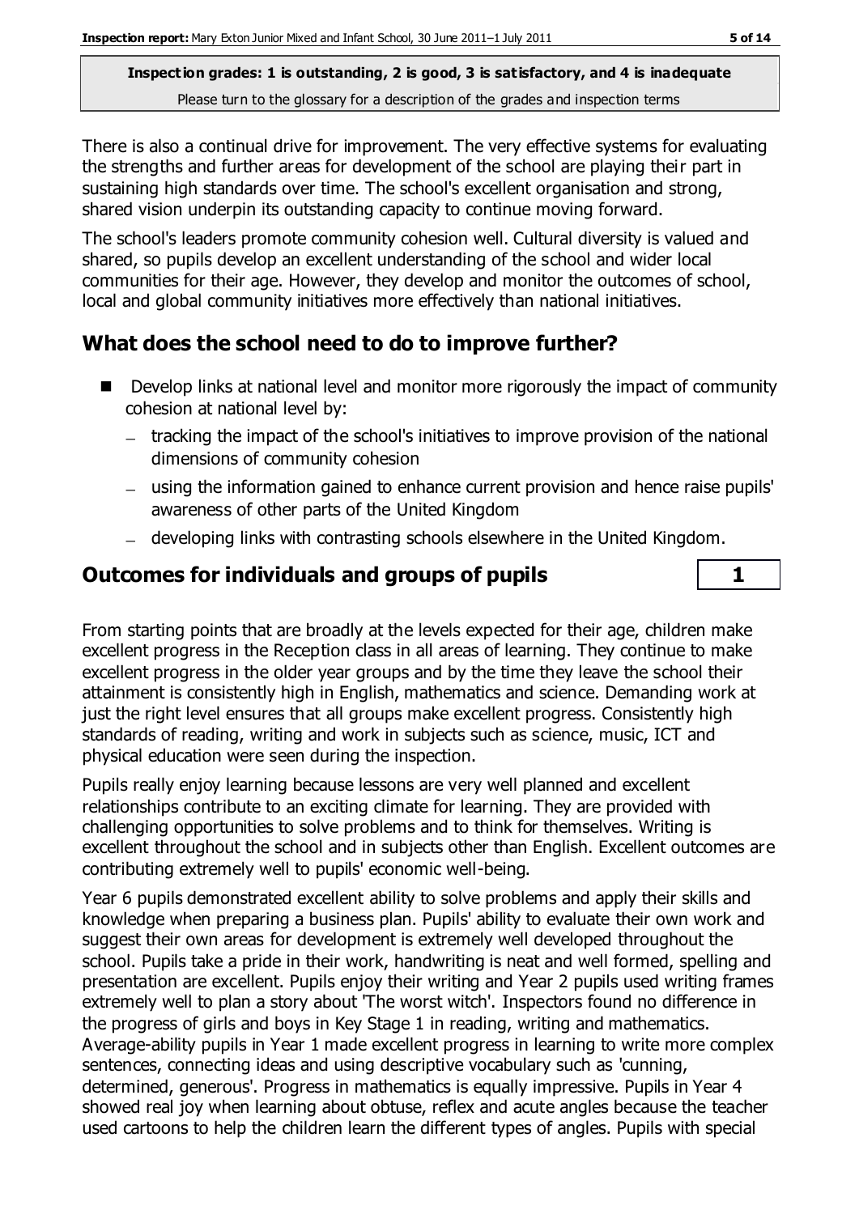**Inspection grades: 1 is outstanding, 2 is good, 3 is satisfactory, and 4 is inadequate**
Please turn to the glossary for a description of the grades and inspection terms

There is also a continual drive for improvement. The very effective systems for evaluating the strengths and further areas for development of the school are playing their part in sustaining high standards over time. The school's excellent organisation and strong, shared vision underpin its outstanding capacity to continue moving forward.

The school's leaders promote community cohesion well. Cultural diversity is valued and shared, so pupils develop an excellent understanding of the school and wider local communities for their age. However, they develop and monitor the outcomes of school, local and global community initiatives more effectively than national initiatives.

## What does the school need to do to improve further?

- Develop links at national level and monitor more rigorously the impact of community cohesion at national level by:
  - tracking the impact of the school's initiatives to improve provision of the national dimensions of community cohesion
  - using the information gained to enhance current provision and hence raise pupils' awareness of other parts of the United Kingdom
  - developing links with contrasting schools elsewhere in the United Kingdom.

## Outcomes for individuals and groups of pupils **1**

From starting points that are broadly at the levels expected for their age, children make excellent progress in the Reception class in all areas of learning. They continue to make excellent progress in the older year groups and by the time they leave the school their attainment is consistently high in English, mathematics and science. Demanding work at just the right level ensures that all groups make excellent progress. Consistently high standards of reading, writing and work in subjects such as science, music, ICT and physical education were seen during the inspection.

Pupils really enjoy learning because lessons are very well planned and excellent relationships contribute to an exciting climate for learning. They are provided with challenging opportunities to solve problems and to think for themselves. Writing is excellent throughout the school and in subjects other than English. Excellent outcomes are contributing extremely well to pupils' economic well-being.

Year 6 pupils demonstrated excellent ability to solve problems and apply their skills and knowledge when preparing a business plan. Pupils' ability to evaluate their own work and suggest their own areas for development is extremely well developed throughout the school. Pupils take a pride in their work, handwriting is neat and well formed, spelling and presentation are excellent. Pupils enjoy their writing and Year 2 pupils used writing frames extremely well to plan a story about 'The worst witch'. Inspectors found no difference in the progress of girls and boys in Key Stage 1 in reading, writing and mathematics. Average-ability pupils in Year 1 made excellent progress in learning to write more complex sentences, connecting ideas and using descriptive vocabulary such as 'cunning, determined, generous'. Progress in mathematics is equally impressive. Pupils in Year 4 showed real joy when learning about obtuse, reflex and acute angles because the teacher used cartoons to help the children learn the different types of angles. Pupils with special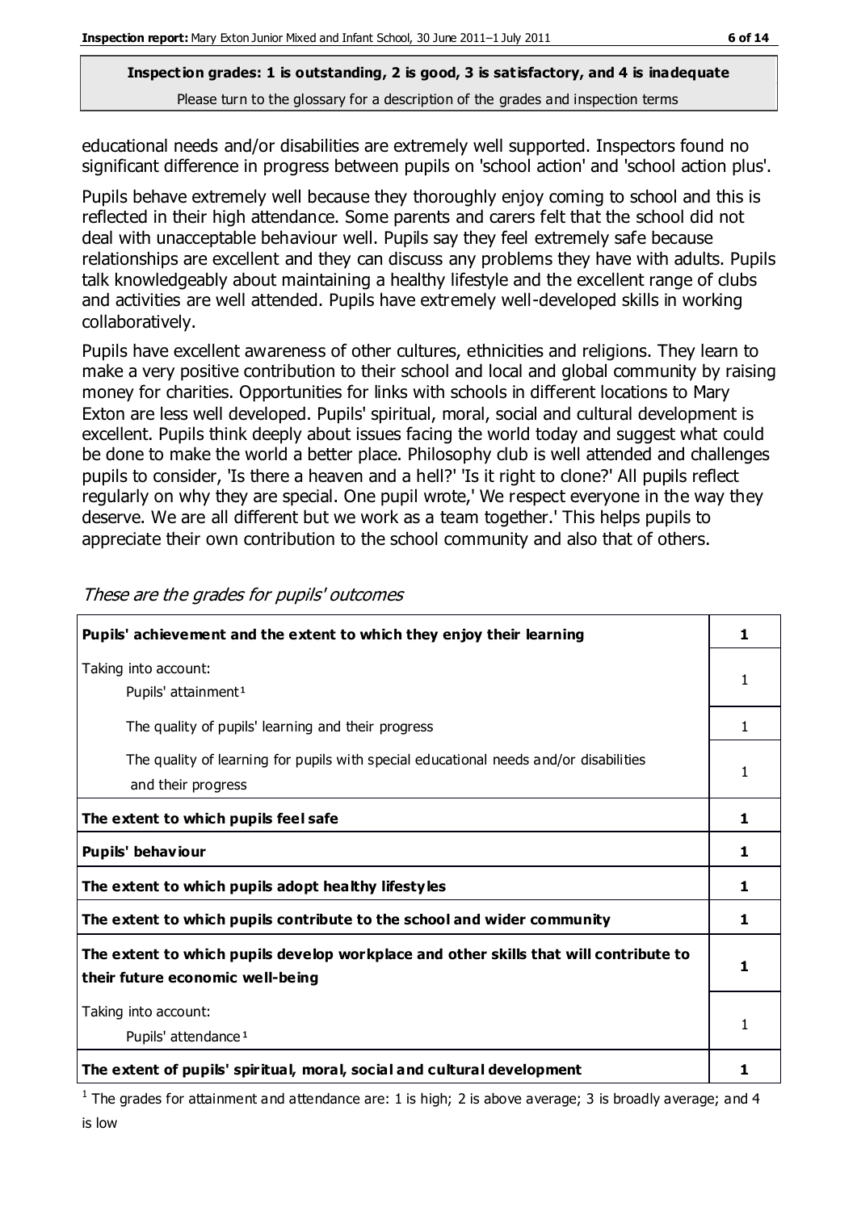**Inspection grades: 1 is outstanding, 2 is good, 3 is satisfactory, and 4 is inadequate**
Please turn to the glossary for a description of the grades and inspection terms

educational needs and/or disabilities are extremely well supported. Inspectors found no significant difference in progress between pupils on 'school action' and 'school action plus'.

Pupils behave extremely well because they thoroughly enjoy coming to school and this is reflected in their high attendance. Some parents and carers felt that the school did not deal with unacceptable behaviour well. Pupils say they feel extremely safe because relationships are excellent and they can discuss any problems they have with adults. Pupils talk knowledgeably about maintaining a healthy lifestyle and the excellent range of clubs and activities are well attended. Pupils have extremely well-developed skills in working collaboratively.

Pupils have excellent awareness of other cultures, ethnicities and religions. They learn to make a very positive contribution to their school and local and global community by raising money for charities. Opportunities for links with schools in different locations to Mary Exton are less well developed. Pupils' spiritual, moral, social and cultural development is excellent. Pupils think deeply about issues facing the world today and suggest what could be done to make the world a better place. Philosophy club is well attended and challenges pupils to consider, 'Is there a heaven and a hell?' 'Is it right to clone?' All pupils reflect regularly on why they are special. One pupil wrote,' We respect everyone in the way they deserve. We are all different but we work as a team together.' This helps pupils to appreciate their own contribution to the school community and also that of others.

*These are the grades for pupils' outcomes*

| | |
|---|---|
| **Pupils' achievement and the extent to which they enjoy their learning** | **1** |
| Taking into account: Pupils' attainment[1] | 1 |
| The quality of pupils' learning and their progress | 1 |
| The quality of learning for pupils with special educational needs and/or disabilities and their progress | 1 |
| **The extent to which pupils feel safe** | **1** |
| **Pupils' behaviour** | **1** |
| **The extent to which pupils adopt healthy lifestyles** | **1** |
| **The extent to which pupils contribute to the school and wider community** | **1** |
| **The extent to which pupils develop workplace and other skills that will contribute to their future economic well-being** | **1** |
| Taking into account: Pupils' attendance[1] | 1 |
| **The extent of pupils' spiritual, moral, social and cultural development** | **1** |

[1] The grades for attainment and attendance are: 1 is high; 2 is above average; 3 is broadly average; and 4 is low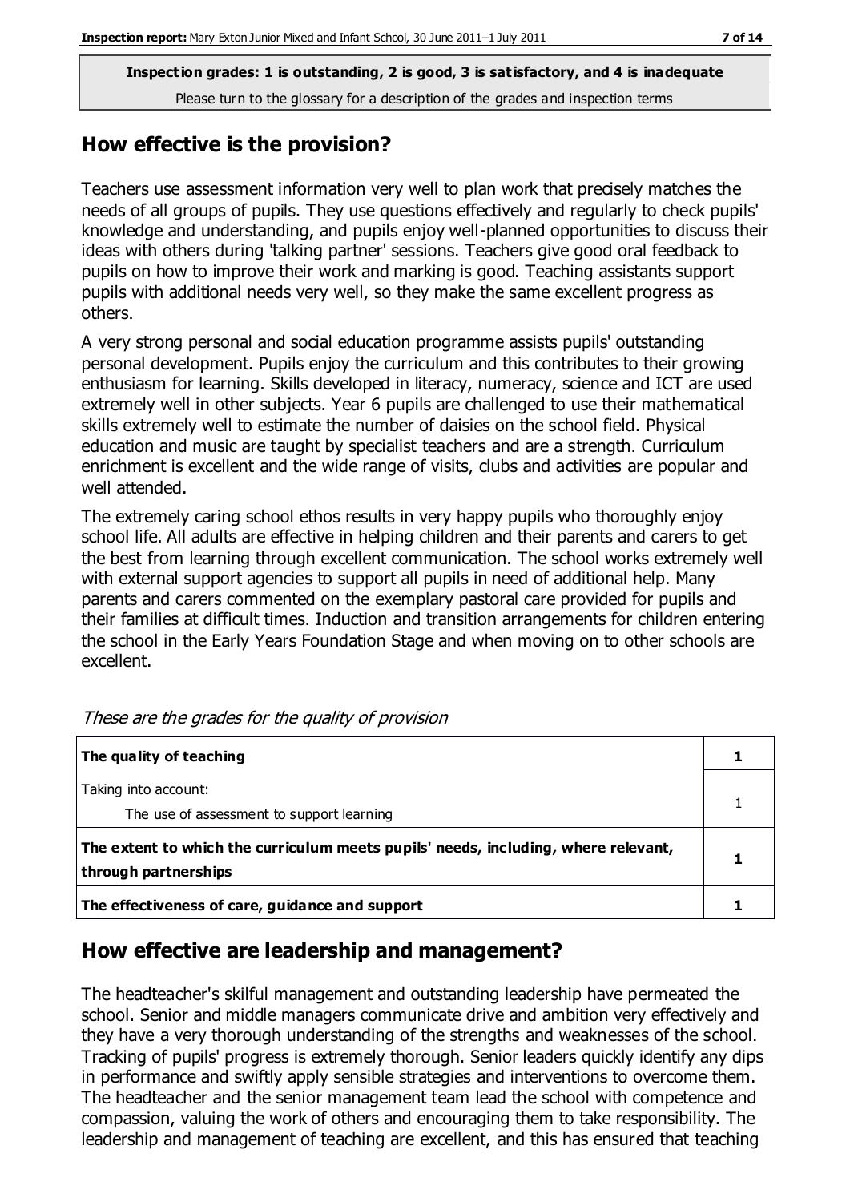**Inspection grades: 1 is outstanding, 2 is good, 3 is satisfactory, and 4 is inadequate**
Please turn to the glossary for a description of the grades and inspection terms

## How effective is the provision?

Teachers use assessment information very well to plan work that precisely matches the needs of all groups of pupils. They use questions effectively and regularly to check pupils' knowledge and understanding, and pupils enjoy well-planned opportunities to discuss their ideas with others during 'talking partner' sessions. Teachers give good oral feedback to pupils on how to improve their work and marking is good. Teaching assistants support pupils with additional needs very well, so they make the same excellent progress as others.

A very strong personal and social education programme assists pupils' outstanding personal development. Pupils enjoy the curriculum and this contributes to their growing enthusiasm for learning. Skills developed in literacy, numeracy, science and ICT are used extremely well in other subjects. Year 6 pupils are challenged to use their mathematical skills extremely well to estimate the number of daisies on the school field. Physical education and music are taught by specialist teachers and are a strength. Curriculum enrichment is excellent and the wide range of visits, clubs and activities are popular and well attended.

The extremely caring school ethos results in very happy pupils who thoroughly enjoy school life. All adults are effective in helping children and their parents and carers to get the best from learning through excellent communication. The school works extremely well with external support agencies to support all pupils in need of additional help. Many parents and carers commented on the exemplary pastoral care provided for pupils and their families at difficult times. Induction and transition arrangements for children entering the school in the Early Years Foundation Stage and when moving on to other schools are excellent.

*These are the grades for the quality of provision*

| | |
|---|---|
| **The quality of teaching** | **1** |
| Taking into account:<br>The use of assessment to support learning | 1 |
| **The extent to which the curriculum meets pupils' needs, including, where relevant, through partnerships** | **1** |
| **The effectiveness of care, guidance and support** | **1** |

## How effective are leadership and management?

The headteacher's skilful management and outstanding leadership have permeated the school. Senior and middle managers communicate drive and ambition very effectively and they have a very thorough understanding of the strengths and weaknesses of the school. Tracking of pupils' progress is extremely thorough. Senior leaders quickly identify any dips in performance and swiftly apply sensible strategies and interventions to overcome them. The headteacher and the senior management team lead the school with competence and compassion, valuing the work of others and encouraging them to take responsibility. The leadership and management of teaching are excellent, and this has ensured that teaching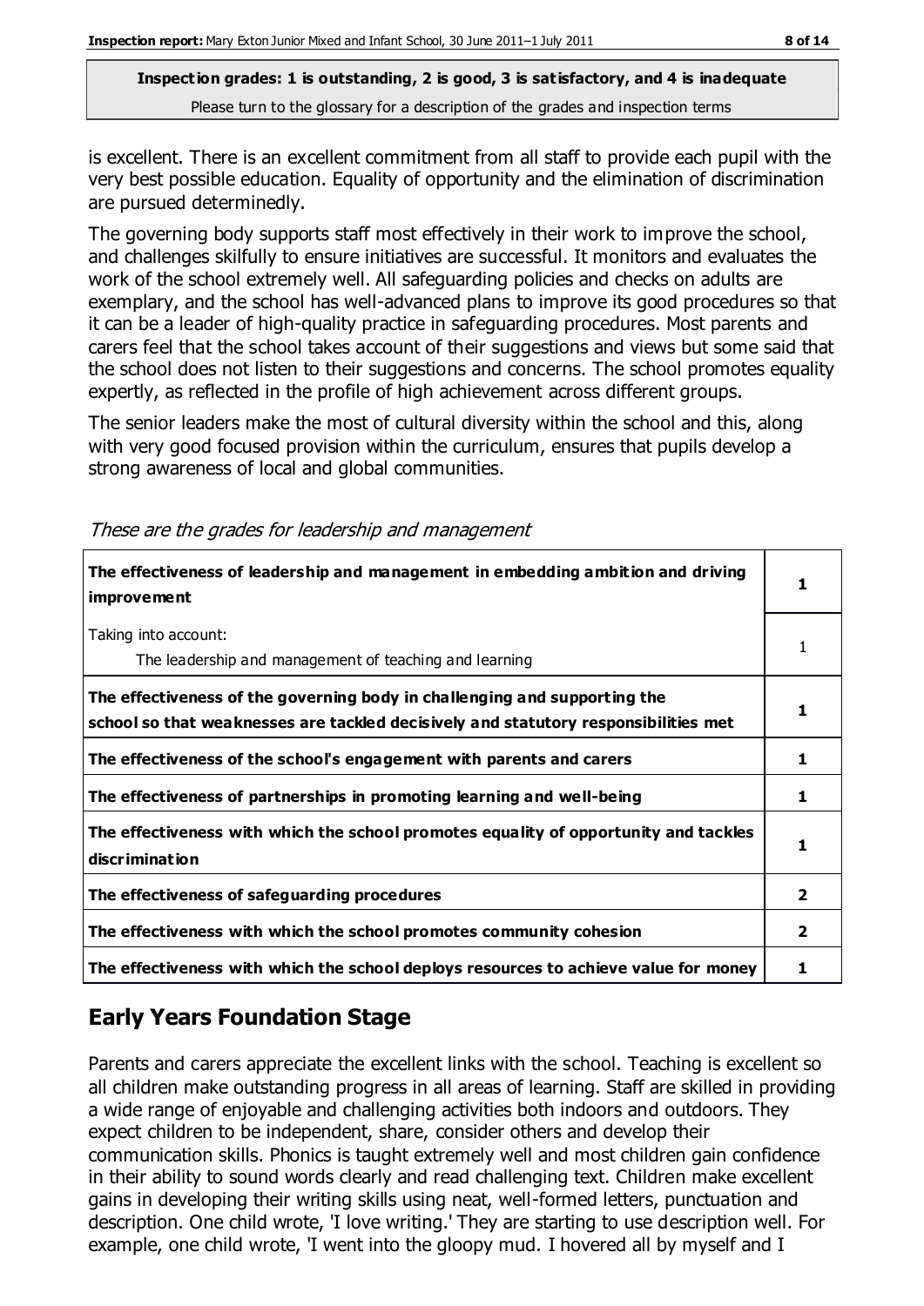**Inspection grades: 1 is outstanding, 2 is good, 3 is satisfactory, and 4 is inadequate**
Please turn to the glossary for a description of the grades and inspection terms

is excellent. There is an excellent commitment from all staff to provide each pupil with the very best possible education. Equality of opportunity and the elimination of discrimination are pursued determinedly.

The governing body supports staff most effectively in their work to improve the school, and challenges skilfully to ensure initiatives are successful. It monitors and evaluates the work of the school extremely well. All safeguarding policies and checks on adults are exemplary, and the school has well-advanced plans to improve its good procedures so that it can be a leader of high-quality practice in safeguarding procedures. Most parents and carers feel that the school takes account of their suggestions and views but some said that the school does not listen to their suggestions and concerns. The school promotes equality expertly, as reflected in the profile of high achievement across different groups.

The senior leaders make the most of cultural diversity within the school and this, along with very good focused provision within the curriculum, ensures that pupils develop a strong awareness of local and global communities.

*These are the grades for leadership and management*

| | |
|---|---|
| **The effectiveness of leadership and management in embedding ambition and driving improvement** | **1** |
| Taking into account: The leadership and management of teaching and learning | 1 |
| **The effectiveness of the governing body in challenging and supporting the school so that weaknesses are tackled decisively and statutory responsibilities met** | **1** |
| **The effectiveness of the school's engagement with parents and carers** | **1** |
| **The effectiveness of partnerships in promoting learning and well-being** | **1** |
| **The effectiveness with which the school promotes equality of opportunity and tackles discrimination** | **1** |
| **The effectiveness of safeguarding procedures** | **2** |
| **The effectiveness with which the school promotes community cohesion** | **2** |
| **The effectiveness with which the school deploys resources to achieve value for money** | **1** |

## Early Years Foundation Stage

Parents and carers appreciate the excellent links with the school. Teaching is excellent so all children make outstanding progress in all areas of learning. Staff are skilled in providing a wide range of enjoyable and challenging activities both indoors and outdoors. They expect children to be independent, share, consider others and develop their communication skills. Phonics is taught extremely well and most children gain confidence in their ability to sound words clearly and read challenging text. Children make excellent gains in developing their writing skills using neat, well-formed letters, punctuation and description. One child wrote, 'I love writing.' They are starting to use description well. For example, one child wrote, 'I went into the gloopy mud. I hovered all by myself and I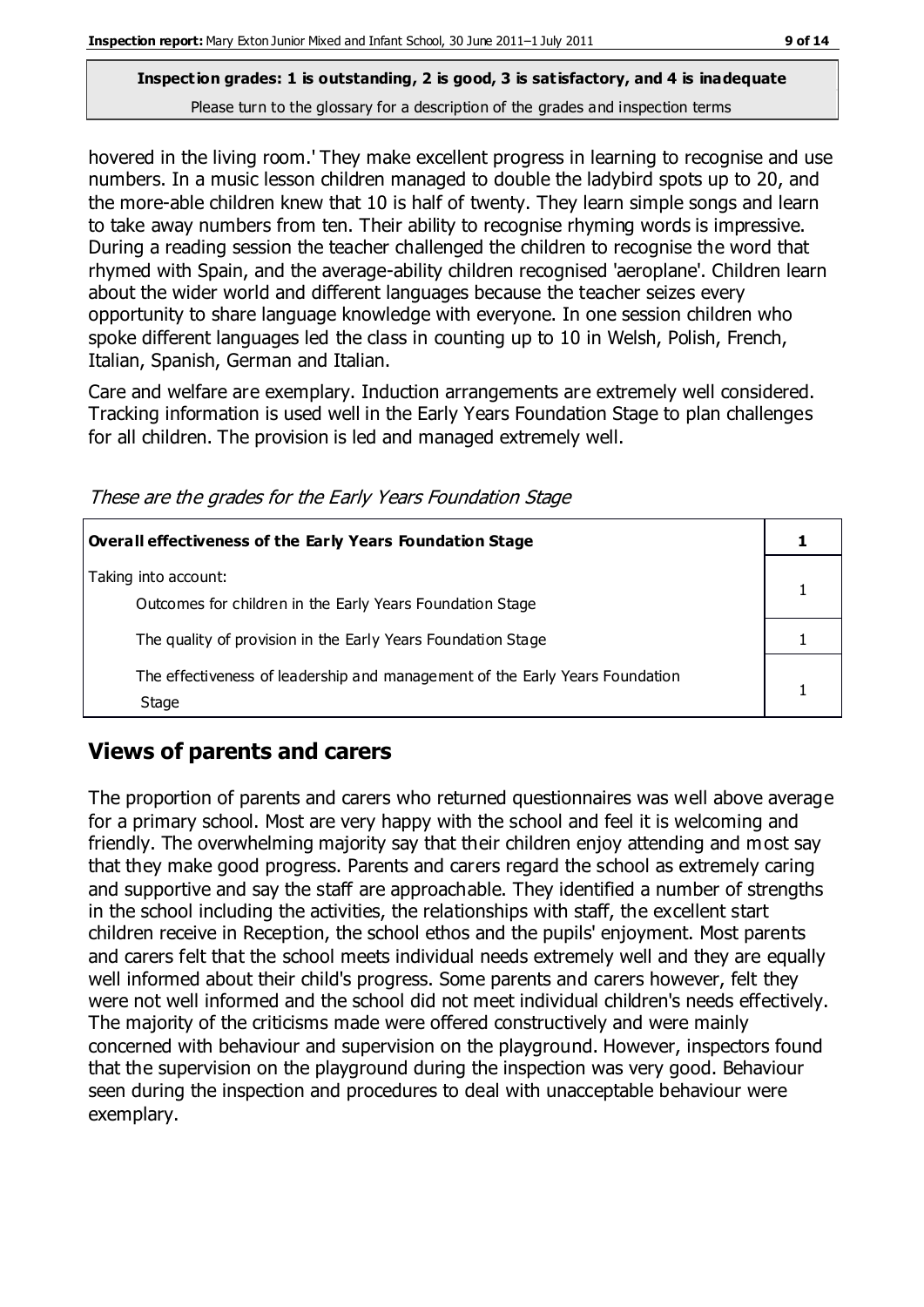**Inspection grades: 1 is outstanding, 2 is good, 3 is satisfactory, and 4 is inadequate**
Please turn to the glossary for a description of the grades and inspection terms

hovered in the living room.' They make excellent progress in learning to recognise and use numbers. In a music lesson children managed to double the ladybird spots up to 20, and the more-able children knew that 10 is half of twenty. They learn simple songs and learn to take away numbers from ten. Their ability to recognise rhyming words is impressive. During a reading session the teacher challenged the children to recognise the word that rhymed with Spain, and the average-ability children recognised 'aeroplane'. Children learn about the wider world and different languages because the teacher seizes every opportunity to share language knowledge with everyone. In one session children who spoke different languages led the class in counting up to 10 in Welsh, Polish, French, Italian, Spanish, German and Italian.

Care and welfare are exemplary. Induction arrangements are extremely well considered. Tracking information is used well in the Early Years Foundation Stage to plan challenges for all children. The provision is led and managed extremely well.

*These are the grades for the Early Years Foundation Stage*

| | |
|---|---|
| **Overall effectiveness of the Early Years Foundation Stage** | 1 |
| Taking into account:<br>Outcomes for children in the Early Years Foundation Stage | 1 |
| The quality of provision in the Early Years Foundation Stage | 1 |
| The effectiveness of leadership and management of the Early Years Foundation Stage | 1 |

## Views of parents and carers

The proportion of parents and carers who returned questionnaires was well above average for a primary school. Most are very happy with the school and feel it is welcoming and friendly. The overwhelming majority say that their children enjoy attending and most say that they make good progress. Parents and carers regard the school as extremely caring and supportive and say the staff are approachable. They identified a number of strengths in the school including the activities, the relationships with staff, the excellent start children receive in Reception, the school ethos and the pupils' enjoyment. Most parents and carers felt that the school meets individual needs extremely well and they are equally well informed about their child's progress. Some parents and carers however, felt they were not well informed and the school did not meet individual children's needs effectively. The majority of the criticisms made were offered constructively and were mainly concerned with behaviour and supervision on the playground. However, inspectors found that the supervision on the playground during the inspection was very good. Behaviour seen during the inspection and procedures to deal with unacceptable behaviour were exemplary.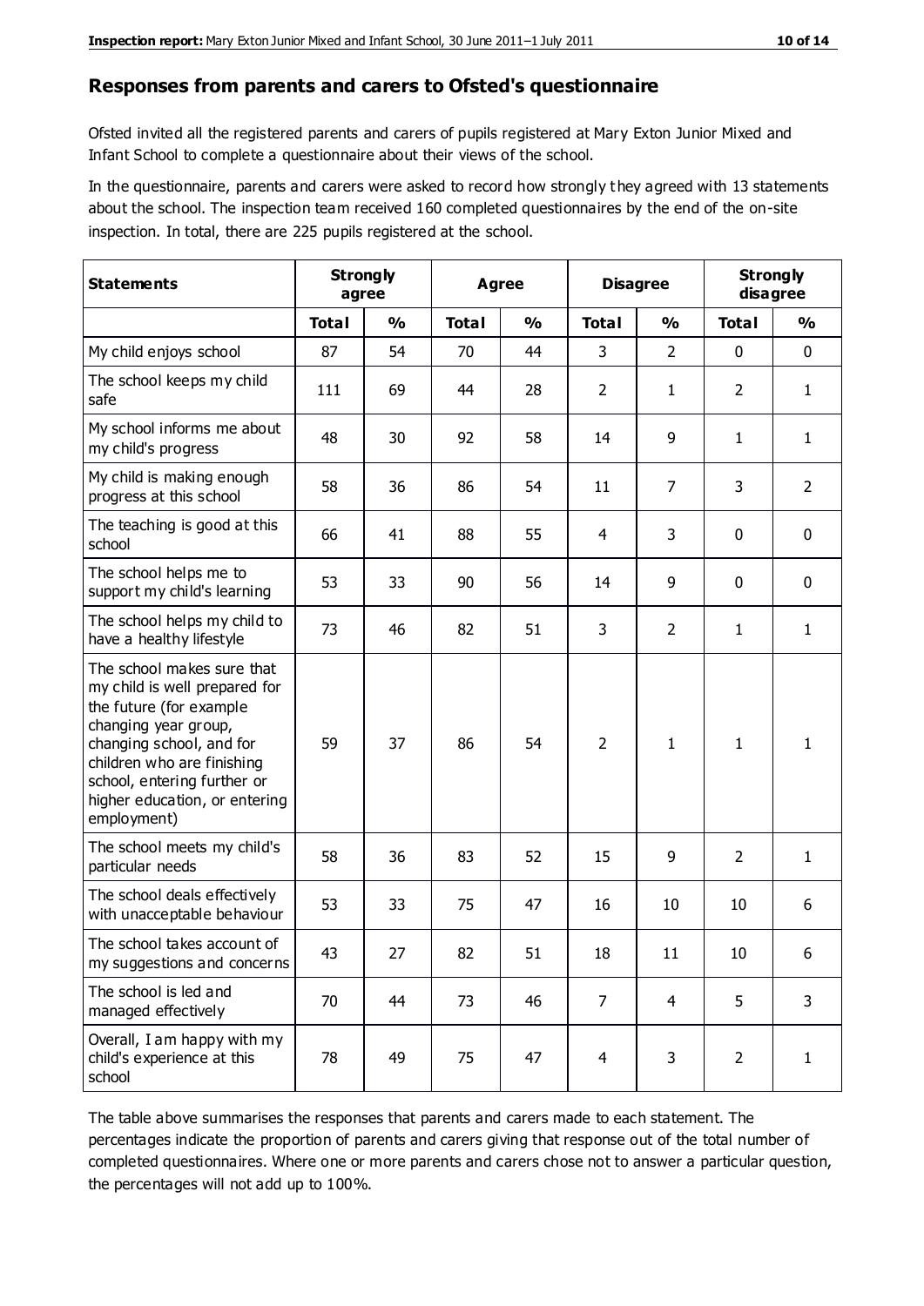## Responses from parents and carers to Ofsted's questionnaire

Ofsted invited all the registered parents and carers of pupils registered at Mary Exton Junior Mixed and Infant School to complete a questionnaire about their views of the school.

In the questionnaire, parents and carers were asked to record how strongly they agreed with 13 statements about the school. The inspection team received 160 completed questionnaires by the end of the on-site inspection. In total, there are 225 pupils registered at the school.

| Statements | Strongly agree | | Agree | | Disagree | | Strongly disagree | |
|---|---|---|---|---|---|---|---|---|
| | Total | % | Total | % | Total | % | Total | % |
| My child enjoys school | 87 | 54 | 70 | 44 | 3 | 2 | 0 | 0 |
| The school keeps my child safe | 111 | 69 | 44 | 28 | 2 | 1 | 2 | 1 |
| My school informs me about my child's progress | 48 | 30 | 92 | 58 | 14 | 9 | 1 | 1 |
| My child is making enough progress at this school | 58 | 36 | 86 | 54 | 11 | 7 | 3 | 2 |
| The teaching is good at this school | 66 | 41 | 88 | 55 | 4 | 3 | 0 | 0 |
| The school helps me to support my child's learning | 53 | 33 | 90 | 56 | 14 | 9 | 0 | 0 |
| The school helps my child to have a healthy lifestyle | 73 | 46 | 82 | 51 | 3 | 2 | 1 | 1 |
| The school makes sure that my child is well prepared for the future (for example changing year group, changing school, and for children who are finishing school, entering further or higher education, or entering employment) | 59 | 37 | 86 | 54 | 2 | 1 | 1 | 1 |
| The school meets my child's particular needs | 58 | 36 | 83 | 52 | 15 | 9 | 2 | 1 |
| The school deals effectively with unacceptable behaviour | 53 | 33 | 75 | 47 | 16 | 10 | 10 | 6 |
| The school takes account of my suggestions and concerns | 43 | 27 | 82 | 51 | 18 | 11 | 10 | 6 |
| The school is led and managed effectively | 70 | 44 | 73 | 46 | 7 | 4 | 5 | 3 |
| Overall, I am happy with my child's experience at this school | 78 | 49 | 75 | 47 | 4 | 3 | 2 | 1 |

The table above summarises the responses that parents and carers made to each statement. The percentages indicate the proportion of parents and carers giving that response out of the total number of completed questionnaires. Where one or more parents and carers chose not to answer a particular question, the percentages will not add up to 100%.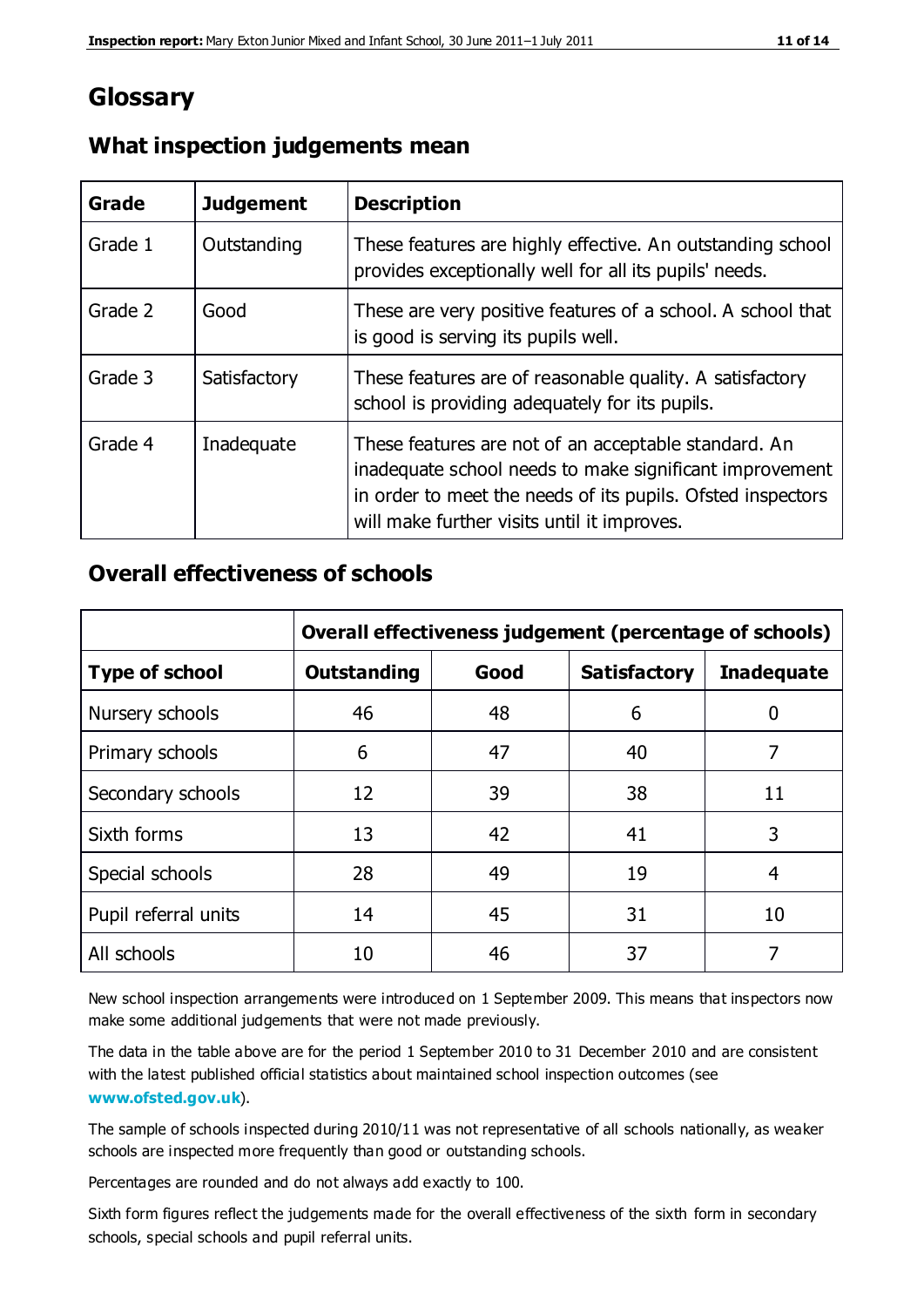# Glossary

## What inspection judgements mean

| Grade | Judgement | Description |
|---|---|---|
| Grade 1 | Outstanding | These features are highly effective. An outstanding school provides exceptionally well for all its pupils' needs. |
| Grade 2 | Good | These are very positive features of a school. A school that is good is serving its pupils well. |
| Grade 3 | Satisfactory | These features are of reasonable quality. A satisfactory school is providing adequately for its pupils. |
| Grade 4 | Inadequate | These features are not of an acceptable standard. An inadequate school needs to make significant improvement in order to meet the needs of its pupils. Ofsted inspectors will make further visits until it improves. |

## Overall effectiveness of schools

| | Overall effectiveness judgement (percentage of schools) | | | |
|---|---|---|---|---|
| **Type of school** | **Outstanding** | **Good** | **Satisfactory** | **Inadequate** |
| Nursery schools | 46 | 48 | 6 | 0 |
| Primary schools | 6 | 47 | 40 | 7 |
| Secondary schools | 12 | 39 | 38 | 11 |
| Sixth forms | 13 | 42 | 41 | 3 |
| Special schools | 28 | 49 | 19 | 4 |
| Pupil referral units | 14 | 45 | 31 | 10 |
| All schools | 10 | 46 | 37 | 7 |

New school inspection arrangements were introduced on 1 September 2009. This means that inspectors now make some additional judgements that were not made previously.

The data in the table above are for the period 1 September 2010 to 31 December 2010 and are consistent with the latest published official statistics about maintained school inspection outcomes (see **www.ofsted.gov.uk**).

The sample of schools inspected during 2010/11 was not representative of all schools nationally, as weaker schools are inspected more frequently than good or outstanding schools.

Percentages are rounded and do not always add exactly to 100.

Sixth form figures reflect the judgements made for the overall effectiveness of the sixth form in secondary schools, special schools and pupil referral units.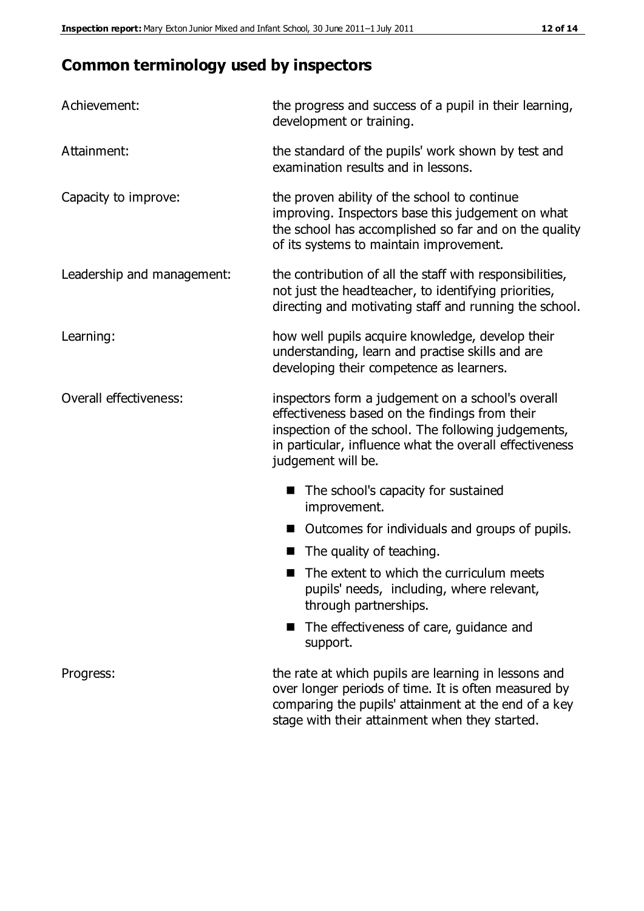## Common terminology used by inspectors

| | |
|---|---|
| Achievement: | the progress and success of a pupil in their learning, development or training. |
| Attainment: | the standard of the pupils' work shown by test and examination results and in lessons. |
| Capacity to improve: | the proven ability of the school to continue improving. Inspectors base this judgement on what the school has accomplished so far and on the quality of its systems to maintain improvement. |
| Leadership and management: | the contribution of all the staff with responsibilities, not just the headteacher, to identifying priorities, directing and motivating staff and running the school. |
| Learning: | how well pupils acquire knowledge, develop their understanding, learn and practise skills and are developing their competence as learners. |
| Overall effectiveness: | inspectors form a judgement on a school's overall effectiveness based on the findings from their inspection of the school. The following judgements, in particular, influence what the overall effectiveness judgement will be. <br>■ The school's capacity for sustained improvement.<br>■ Outcomes for individuals and groups of pupils.<br>■ The quality of teaching.<br>■ The extent to which the curriculum meets pupils' needs, including, where relevant, through partnerships.<br>■ The effectiveness of care, guidance and support. |
| Progress: | the rate at which pupils are learning in lessons and over longer periods of time. It is often measured by comparing the pupils' attainment at the end of a key stage with their attainment when they started. |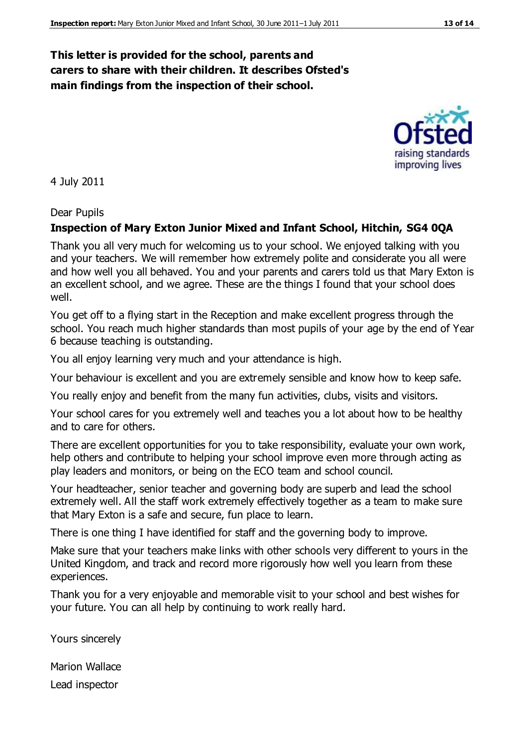**This letter is provided for the school, parents and carers to share with their children. It describes Ofsted's main findings from the inspection of their school.**

4 July 2011

Dear Pupils

**Inspection of Mary Exton Junior Mixed and Infant School, Hitchin, SG4 0QA**

Thank you all very much for welcoming us to your school. We enjoyed talking with you and your teachers. We will remember how extremely polite and considerate you all were and how well you all behaved. You and your parents and carers told us that Mary Exton is an excellent school, and we agree. These are the things I found that your school does well.

You get off to a flying start in the Reception and make excellent progress through the school. You reach much higher standards than most pupils of your age by the end of Year 6 because teaching is outstanding.

You all enjoy learning very much and your attendance is high.

Your behaviour is excellent and you are extremely sensible and know how to keep safe.

You really enjoy and benefit from the many fun activities, clubs, visits and visitors.

Your school cares for you extremely well and teaches you a lot about how to be healthy and to care for others.

There are excellent opportunities for you to take responsibility, evaluate your own work, help others and contribute to helping your school improve even more through acting as play leaders and monitors, or being on the ECO team and school council.

Your headteacher, senior teacher and governing body are superb and lead the school extremely well. All the staff work extremely effectively together as a team to make sure that Mary Exton is a safe and secure, fun place to learn.

There is one thing I have identified for staff and the governing body to improve.

Make sure that your teachers make links with other schools very different to yours in the United Kingdom, and track and record more rigorously how well you learn from these experiences.

Thank you for a very enjoyable and memorable visit to your school and best wishes for your future. You can all help by continuing to work really hard.

Yours sincerely

Marion Wallace

Lead inspector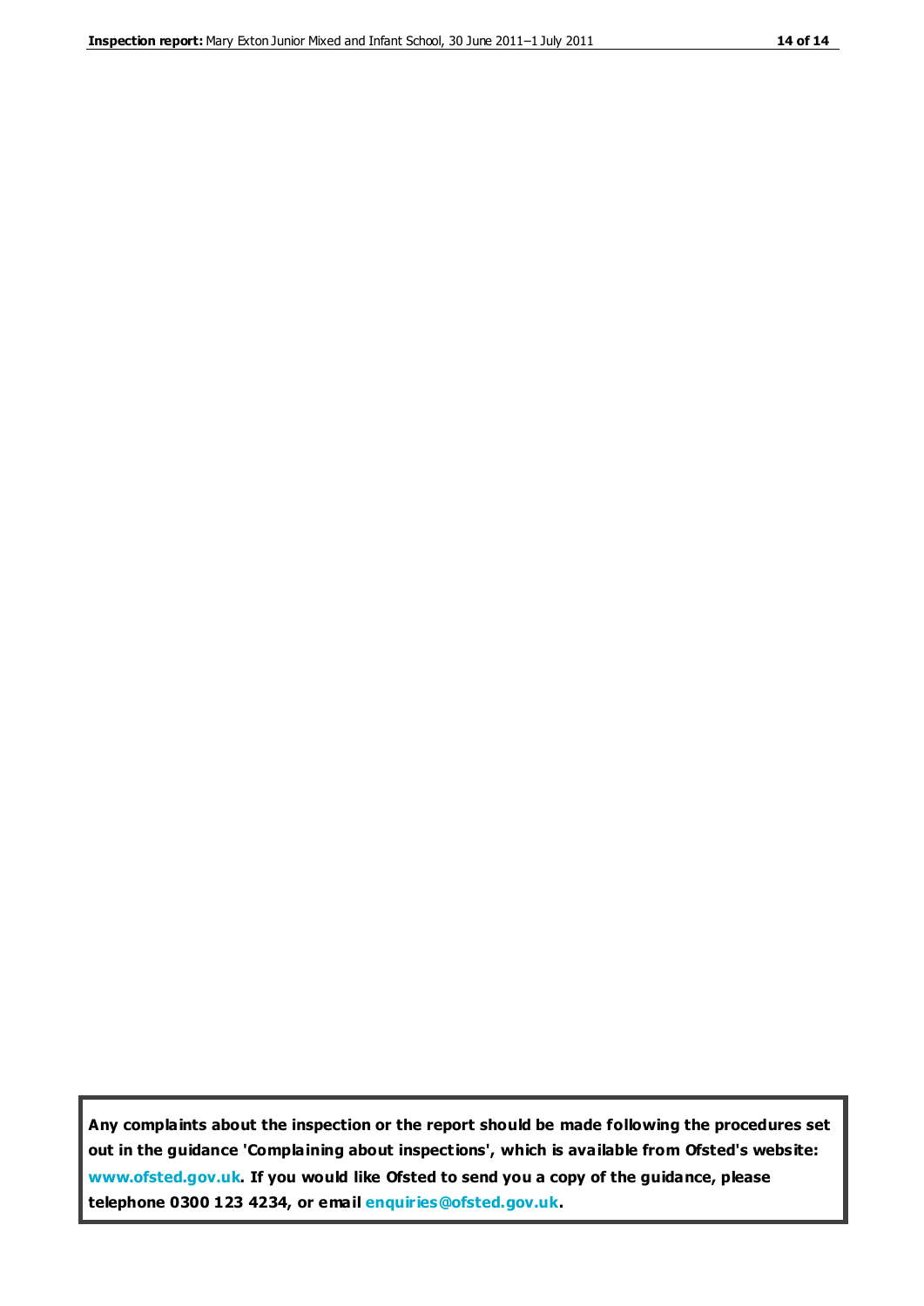**Any complaints about the inspection or the report should be made following the procedures set out in the guidance 'Complaining about inspections', which is available from Ofsted's website: www.ofsted.gov.uk. If you would like Ofsted to send you a copy of the guidance, please telephone 0300 123 4234, or email enquiries@ofsted.gov.uk.**